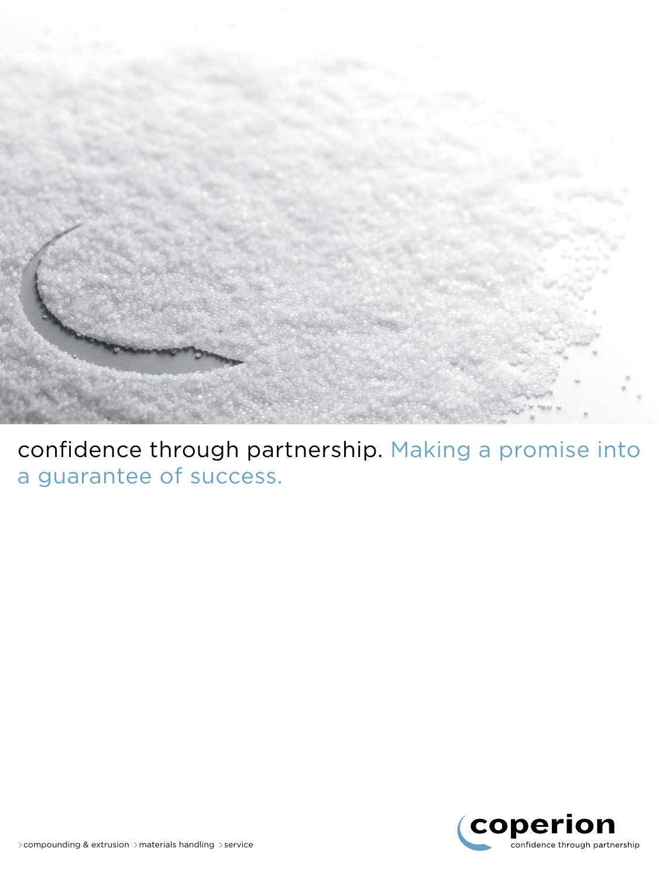# confidence through partnership. Making a promise into a guarantee of success.

> compounding & extrusion > materials handling > service

coperion
confidence through partnership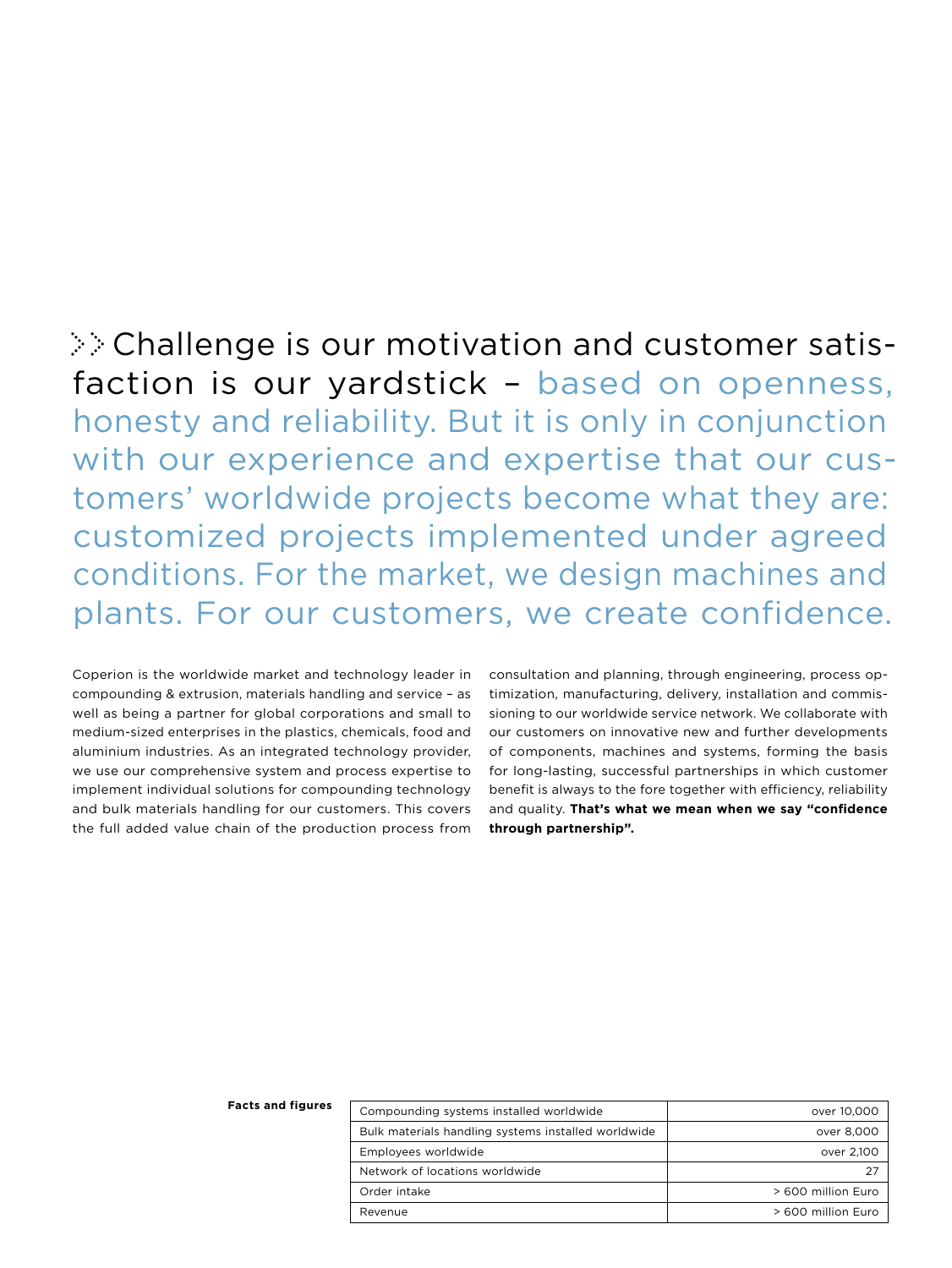Challenge is our motivation and customer satisfaction is our yardstick – based on openness, honesty and reliability. But it is only in conjunction with our experience and expertise that our customers' worldwide projects become what they are: customized projects implemented under agreed conditions. For the market, we design machines and plants. For our customers, we create confidence.

Coperion is the worldwide market and technology leader in compounding & extrusion, materials handling and service – as well as being a partner for global corporations and small to medium-sized enterprises in the plastics, chemicals, food and aluminium industries. As an integrated technology provider, we use our comprehensive system and process expertise to implement individual solutions for compounding technology and bulk materials handling for our customers. This covers the full added value chain of the production process from consultation and planning, through engineering, process optimization, manufacturing, delivery, installation and commissioning to our worldwide service network. We collaborate with our customers on innovative new and further developments of components, machines and systems, forming the basis for long-lasting, successful partnerships in which customer benefit is always to the fore together with efficiency, reliability and quality. **That's what we mean when we say "confidence through partnership".**

**Facts and figures**

| | |
|---|---|
| Compounding systems installed worldwide | over 10,000 |
| Bulk materials handling systems installed worldwide | over 8,000 |
| Employees worldwide | over 2,100 |
| Network of locations worldwide | 27 |
| Order intake | > 600 million Euro |
| Revenue | > 600 million Euro |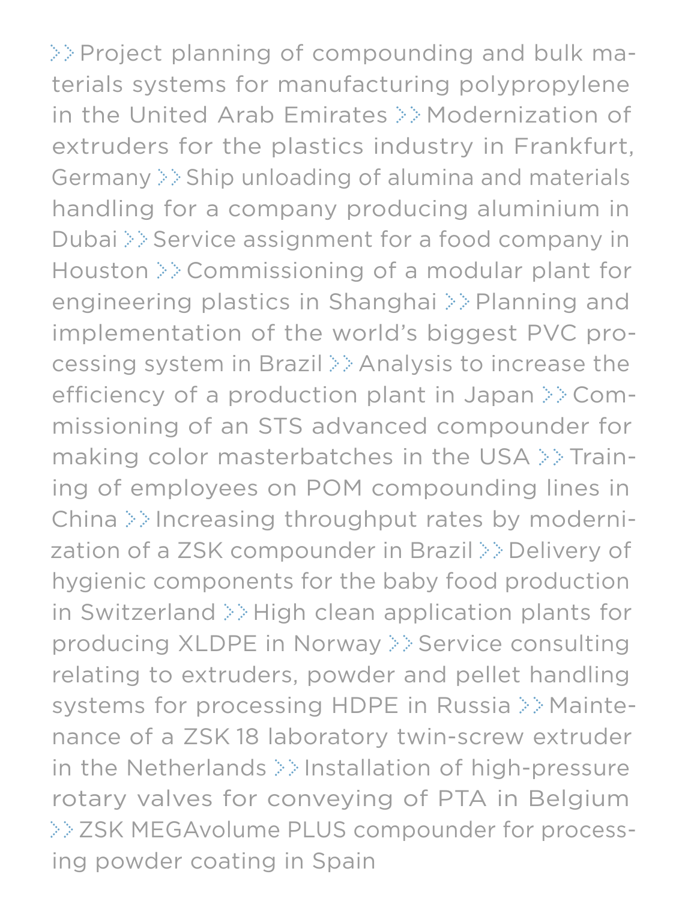» Project planning of compounding and bulk materials systems for manufacturing polypropylene in the United Arab Emirates » Modernization of extruders for the plastics industry in Frankfurt, Germany » Ship unloading of alumina and materials handling for a company producing aluminium in Dubai » Service assignment for a food company in Houston » Commissioning of a modular plant for engineering plastics in Shanghai » Planning and implementation of the world's biggest PVC processing system in Brazil » Analysis to increase the efficiency of a production plant in Japan » Commissioning of an STS advanced compounder for making color masterbatches in the USA » Training of employees on POM compounding lines in China » Increasing throughput rates by modernization of a ZSK compounder in Brazil » Delivery of hygienic components for the baby food production in Switzerland » High clean application plants for producing XLDPE in Norway » Service consulting relating to extruders, powder and pellet handling systems for processing HDPE in Russia » Maintenance of a ZSK 18 laboratory twin-screw extruder in the Netherlands » Installation of high-pressure rotary valves for conveying of PTA in Belgium » ZSK MEGAvolume PLUS compounder for processing powder coating in Spain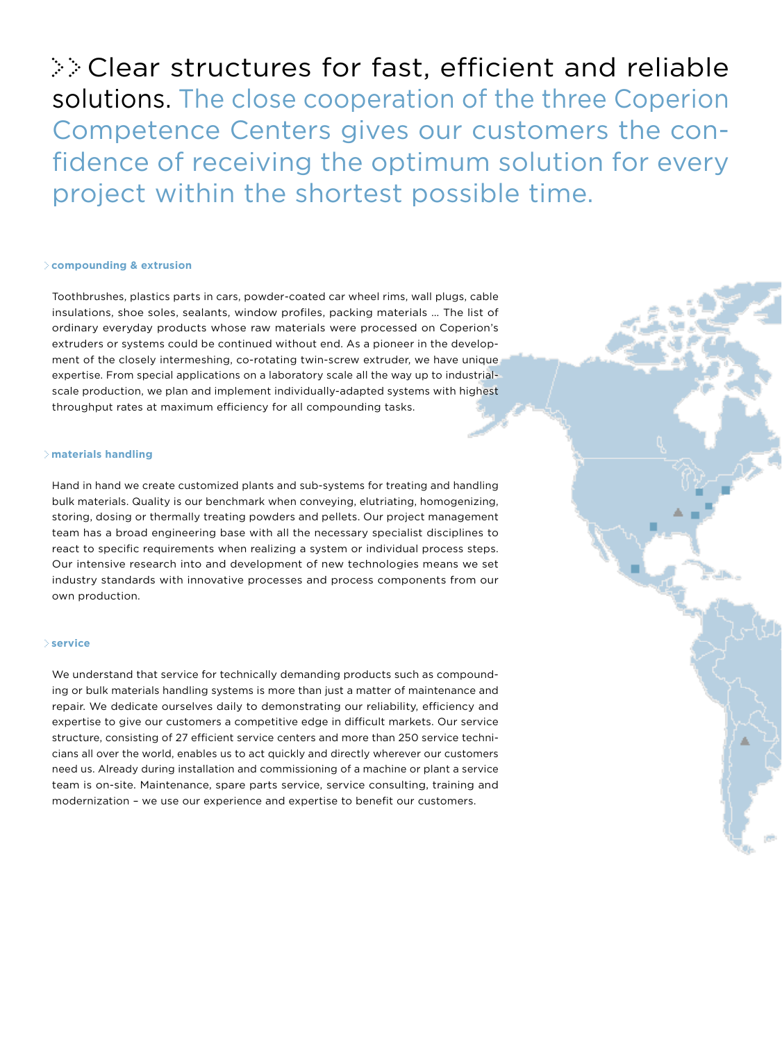# Clear structures for fast, efficient and reliable solutions. The close cooperation of the three Coperion Competence Centers gives our customers the confidence of receiving the optimum solution for every project within the shortest possible time.

### compounding & extrusion

Toothbrushes, plastics parts in cars, powder-coated car wheel rims, wall plugs, cable insulations, shoe soles, sealants, window profiles, packing materials ... The list of ordinary everyday products whose raw materials were processed on Coperion's extruders or systems could be continued without end. As a pioneer in the development of the closely intermeshing, co-rotating twin-screw extruder, we have unique expertise. From special applications on a laboratory scale all the way up to industrial-scale production, we plan and implement individually-adapted systems with highest throughput rates at maximum efficiency for all compounding tasks.

### materials handling

Hand in hand we create customized plants and sub-systems for treating and handling bulk materials. Quality is our benchmark when conveying, elutriating, homogenizing, storing, dosing or thermally treating powders and pellets. Our project management team has a broad engineering base with all the necessary specialist disciplines to react to specific requirements when realizing a system or individual process steps. Our intensive research into and development of new technologies means we set industry standards with innovative processes and process components from our own production.

### service

We understand that service for technically demanding products such as compounding or bulk materials handling systems is more than just a matter of maintenance and repair. We dedicate ourselves daily to demonstrating our reliability, efficiency and expertise to give our customers a competitive edge in difficult markets. Our service structure, consisting of 27 efficient service centers and more than 250 service technicians all over the world, enables us to act quickly and directly wherever our customers need us. Already during installation and commissioning of a machine or plant a service team is on-site. Maintenance, spare parts service, service consulting, training and modernization – we use our experience and expertise to benefit our customers.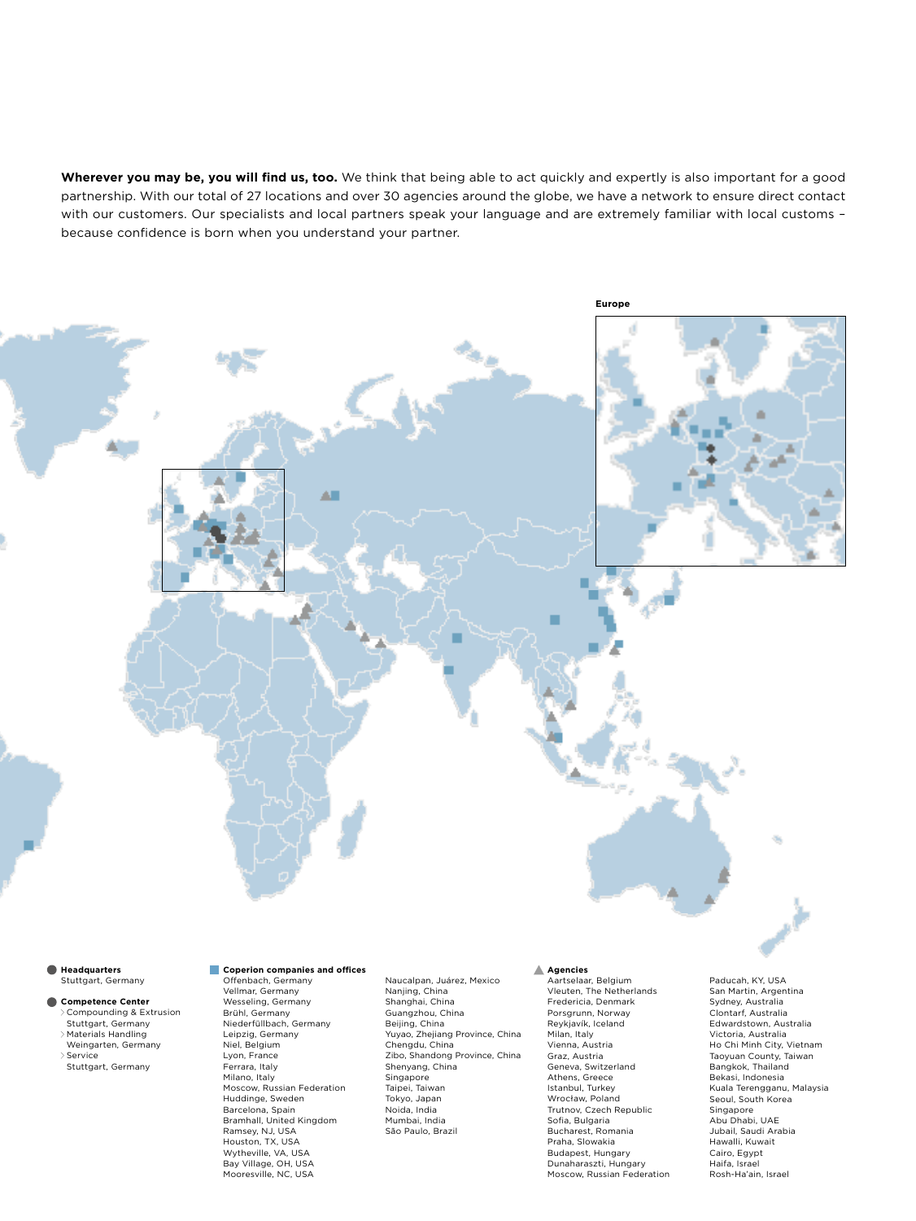**Wherever you may be, you will find us, too.** We think that being able to act quickly and expertly is also important for a good partnership. With our total of 27 locations and over 30 agencies around the globe, we have a network to ensure direct contact with our customers. Our specialists and local partners speak your language and are extremely familiar with local customs – because confidence is born when you understand your partner.

**Europe**

**Headquarters**
Stuttgart, Germany

**Competence Center**
- Compounding & Extrusion
  Stuttgart, Germany
- Materials Handling
  Weingarten, Germany
- Service
  Stuttgart, Germany

**Coperion companies and offices**
Offenbach, Germany
Vellmar, Germany
Wesseling, Germany
Brühl, Germany
Niederfüllbach, Germany
Leipzig, Germany
Niel, Belgium
Lyon, France
Ferrara, Italy
Milano, Italy
Moscow, Russian Federation
Huddinge, Sweden
Barcelona, Spain
Bramhall, United Kingdom
Ramsey, NJ, USA
Houston, TX, USA
Wytheville, VA, USA
Bay Village, OH, USA
Mooresville, NC, USA
Naucalpan, Juárez, Mexico
Nanjing, China
Shanghai, China
Guangzhou, China
Beijing, China
Yuyao, Zhejiang Province, China
Chengdu, China
Zibo, Shandong Province, China
Shenyang, China
Singapore
Taipei, Taiwan
Tokyo, Japan
Noida, India
Mumbai, India
São Paulo, Brazil

**Agencies**
Aartselaar, Belgium
Vleuten, The Netherlands
Fredericia, Denmark
Porsgrunn, Norway
Reykjavík, Iceland
Milan, Italy
Vienna, Austria
Graz, Austria
Geneva, Switzerland
Athens, Greece
Istanbul, Turkey
Wrocław, Poland
Trutnov, Czech Republic
Sofia, Bulgaria
Bucharest, Romania
Praha, Slowakia
Budapest, Hungary
Dunaharaszti, Hungary
Moscow, Russian Federation
Paducah, KY, USA
San Martin, Argentina
Sydney, Australia
Clontarf, Australia
Edwardstown, Australia
Victoria, Australia
Ho Chi Minh City, Vietnam
Taoyuan County, Taiwan
Bangkok, Thailand
Bekasi, Indonesia
Kuala Terengganu, Malaysia
Seoul, South Korea
Singapore
Abu Dhabi, UAE
Jubail, Saudi Arabia
Hawalli, Kuwait
Cairo, Egypt
Haifa, Israel
Rosh-Ha'ain, Israel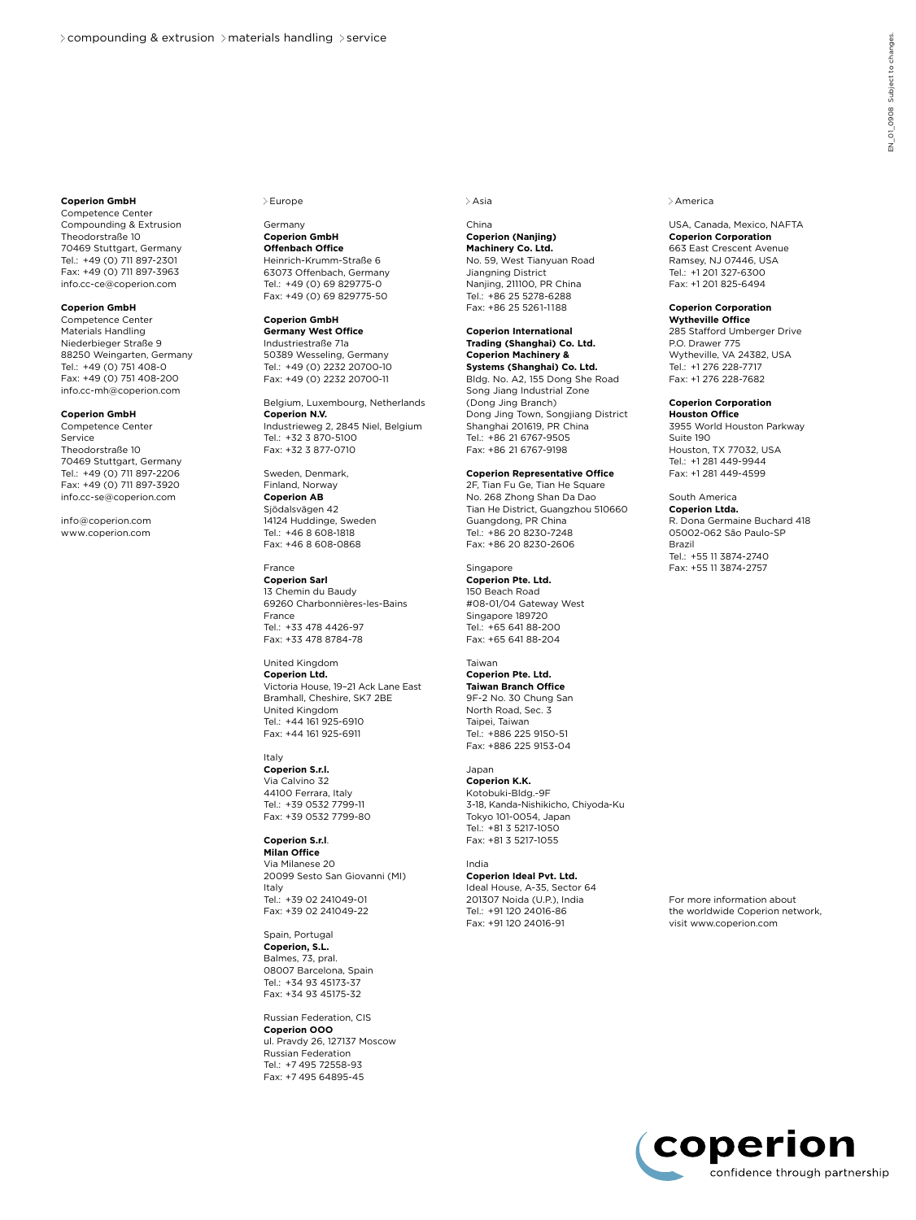> compounding & extrusion > materials handling > service

EN_01_0908 Subject to changes.

**Coperion GmbH**
Competence Center
Compounding & Extrusion
Theodorstraße 10
70469 Stuttgart, Germany
Tel.: +49 (0) 711 897-2301
Fax: +49 (0) 711 897-3963
info.cc-ce@coperion.com

**Coperion GmbH**
Competence Center
Materials Handling
Niederbieger Straße 9
88250 Weingarten, Germany
Tel.: +49 (0) 751 408-0
Fax: +49 (0) 751 408-200
info.cc-mh@coperion.com

**Coperion GmbH**
Competence Center
Service
Theodorstraße 10
70469 Stuttgart, Germany
Tel.: +49 (0) 711 897-2206
Fax: +49 (0) 711 897-3920
info.cc-se@coperion.com

info@coperion.com
www.coperion.com

> Europe

Germany
**Coperion GmbH**
**Offenbach Office**
Heinrich-Krumm-Straße 6
63073 Offenbach, Germany
Tel.: +49 (0) 69 829775-0
Fax: +49 (0) 69 829775-50

**Coperion GmbH**
**Germany West Office**
Industriestraße 71a
50389 Wesseling, Germany
Tel.: +49 (0) 2232 20700-10
Fax: +49 (0) 2232 20700-11

Belgium, Luxembourg, Netherlands
**Coperion N.V.**
Industrieweg 2, 2845 Niel, Belgium
Tel.: +32 3 870-5100
Fax: +32 3 877-0710

Sweden, Denmark,
Finland, Norway
**Coperion AB**
Sjödalsvägen 42
14124 Huddinge, Sweden
Tel.: +46 8 608-1818
Fax: +46 8 608-0868

France
**Coperion Sarl**
13 Chemin du Baudy
69260 Charbonnières-les-Bains
France
Tel.: +33 478 4426-97
Fax: +33 478 8784-78

United Kingdom
**Coperion Ltd.**
Victoria House, 19–21 Ack Lane East
Bramhall, Cheshire, SK7 2BE
United Kingdom
Tel.: +44 161 925-6910
Fax: +44 161 925-6911

Italy
**Coperion S.r.l.**
Via Calvino 32
44100 Ferrara, Italy
Tel.: +39 0532 7799-11
Fax: +39 0532 7799-80

**Coperion S.r.l.**
**Milan Office**
Via Milanese 20
20099 Sesto San Giovanni (MI)
Italy
Tel.: +39 02 241049-01
Fax: +39 02 241049-22

Spain, Portugal
**Coperion, S.L.**
Balmes, 73, pral.
08007 Barcelona, Spain
Tel.: +34 93 45173-37
Fax: +34 93 45175-32

Russian Federation, CIS
**Coperion OOO**
ul. Pravdy 26, 127137 Moscow
Russian Federation
Tel.: +7 495 72558-93
Fax: +7 495 64895-45

> Asia

China
**Coperion (Nanjing)**
**Machinery Co. Ltd.**
No. 59, West Tianyuan Road
Jiangning District
Nanjing, 211100, PR China
Tel.: +86 25 5278-6288
Fax: +86 25 5261-1188

**Coperion International**
**Trading (Shanghai) Co. Ltd.**
**Coperion Machinery &**
**Systems (Shanghai) Co. Ltd.**
Bldg. No. A2, 155 Dong She Road
Song Jiang Industrial Zone
(Dong Jing Branch)
Dong Jing Town, Songjiang District
Shanghai 201619, PR China
Tel.: +86 21 6767-9505
Fax: +86 21 6767-9198

**Coperion Representative Office**
2F, Tian Fu Ge, Tian He Square
No. 268 Zhong Shan Da Dao
Tian He District, Guangzhou 510660
Guangdong, PR China
Tel.: +86 20 8230-7248
Fax: +86 20 8230-2606

Singapore
**Coperion Pte. Ltd.**
150 Beach Road
#08-01/04 Gateway West
Singapore 189720
Tel.: +65 641 88-200
Fax: +65 641 88-204

Taiwan
**Coperion Pte. Ltd.**
**Taiwan Branch Office**
9F-2 No. 30 Chung San
North Road, Sec. 3
Taipei, Taiwan
Tel.: +886 225 9150-51
Fax: +886 225 9153-04

Japan
**Coperion K.K.**
Kotobuki-Bldg.-9F
3-18, Kanda-Nishikicho, Chiyoda-Ku
Tokyo 101-0054, Japan
Tel.: +81 3 5217-1050
Fax: +81 3 5217-1055

India
**Coperion Ideal Pvt. Ltd.**
Ideal House, A-35, Sector 64
201307 Noida (U.P.), India
Tel.: +91 120 24016-86
Fax: +91 120 24016-91

> America

USA, Canada, Mexico, NAFTA
**Coperion Corporation**
663 East Crescent Avenue
Ramsey, NJ 07446, USA
Tel.: +1 201 327-6300
Fax: +1 201 825-6494

**Coperion Corporation**
**Wytheville Office**
285 Stafford Umberger Drive
P.O. Drawer 775
Wytheville, VA 24382, USA
Tel.: +1 276 228-7717
Fax: +1 276 228-7682

**Coperion Corporation**
**Houston Office**
3955 World Houston Parkway
Suite 190
Houston, TX 77032, USA
Tel.: +1 281 449-9944
Fax: +1 281 449-4599

South America
**Coperion Ltda.**
R. Dona Germaine Buchard 418
05002-062 São Paulo-SP
Brazil
Tel.: +55 11 3874-2740
Fax: +55 11 3874-2757

For more information about
the worldwide Coperion network,
visit www.coperion.com

coperion
confidence through partnership